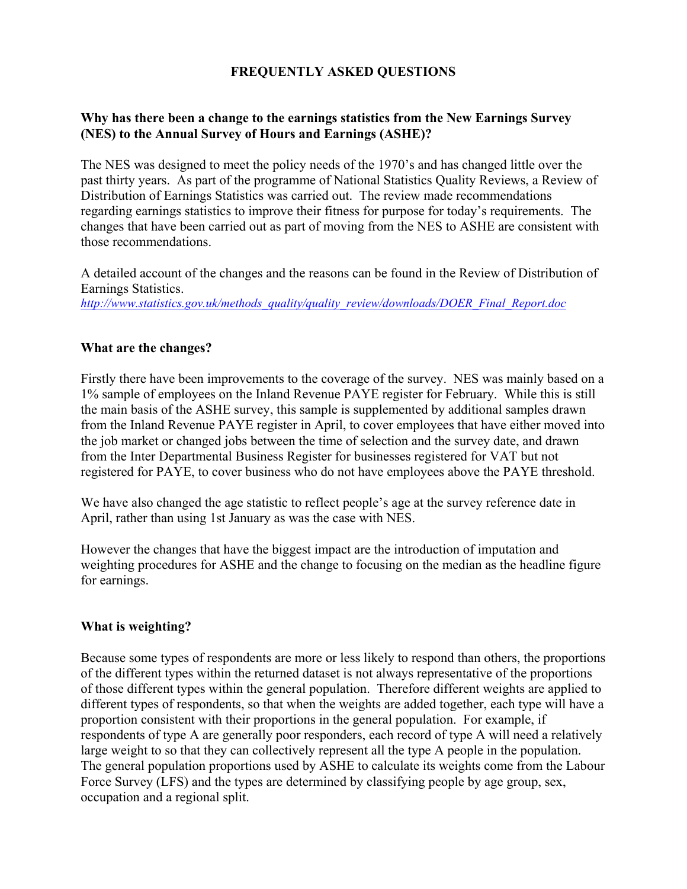# FREQUENTLY ASKED QUESTIONS

**Why has there been a change to the earnings statistics from the New Earnings Survey (NES) to the Annual Survey of Hours and Earnings (ASHE)?**

The NES was designed to meet the policy needs of the 1970's and has changed little over the past thirty years. As part of the programme of National Statistics Quality Reviews, a Review of Distribution of Earnings Statistics was carried out. The review made recommendations regarding earnings statistics to improve their fitness for purpose for today's requirements. The changes that have been carried out as part of moving from the NES to ASHE are consistent with those recommendations.

A detailed account of the changes and the reasons can be found in the Review of Distribution of Earnings Statistics.
*http://www.statistics.gov.uk/methods_quality/quality_review/downloads/DOER_Final_Report.doc*

**What are the changes?**

Firstly there have been improvements to the coverage of the survey. NES was mainly based on a 1% sample of employees on the Inland Revenue PAYE register for February. While this is still the main basis of the ASHE survey, this sample is supplemented by additional samples drawn from the Inland Revenue PAYE register in April, to cover employees that have either moved into the job market or changed jobs between the time of selection and the survey date, and drawn from the Inter Departmental Business Register for businesses registered for VAT but not registered for PAYE, to cover business who do not have employees above the PAYE threshold.

We have also changed the age statistic to reflect people's age at the survey reference date in April, rather than using 1st January as was the case with NES.

However the changes that have the biggest impact are the introduction of imputation and weighting procedures for ASHE and the change to focusing on the median as the headline figure for earnings.

**What is weighting?**

Because some types of respondents are more or less likely to respond than others, the proportions of the different types within the returned dataset is not always representative of the proportions of those different types within the general population. Therefore different weights are applied to different types of respondents, so that when the weights are added together, each type will have a proportion consistent with their proportions in the general population. For example, if respondents of type A are generally poor responders, each record of type A will need a relatively large weight to so that they can collectively represent all the type A people in the population. The general population proportions used by ASHE to calculate its weights come from the Labour Force Survey (LFS) and the types are determined by classifying people by age group, sex, occupation and a regional split.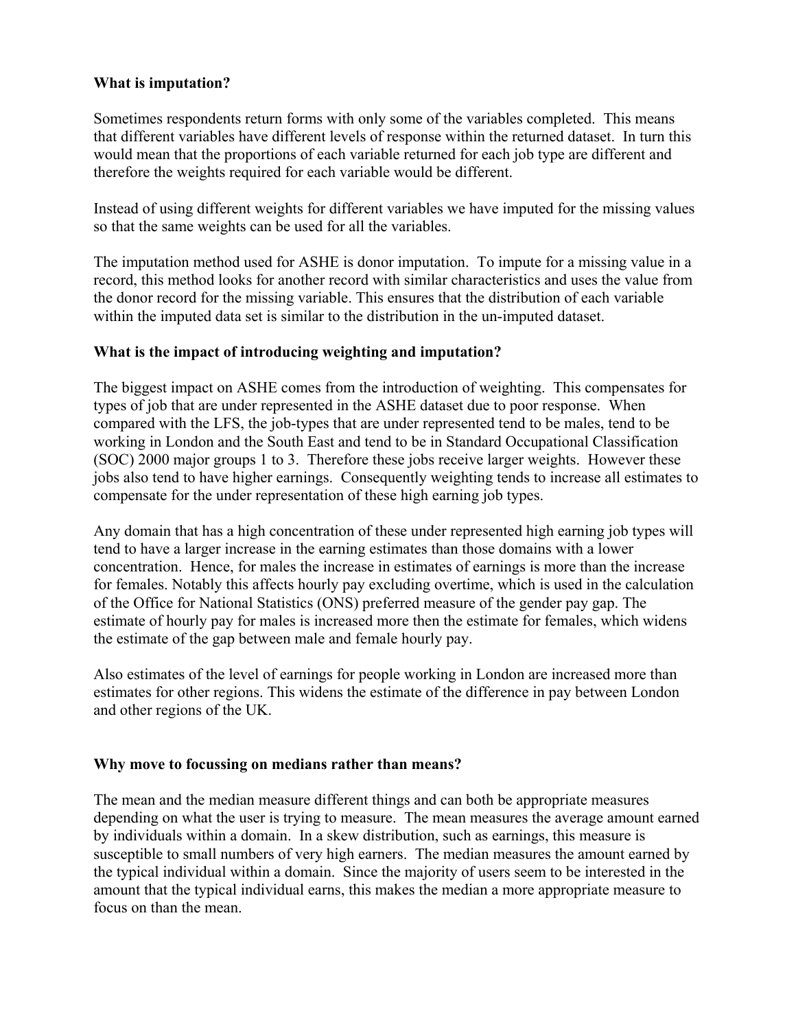**What is imputation?**

Sometimes respondents return forms with only some of the variables completed. This means that different variables have different levels of response within the returned dataset. In turn this would mean that the proportions of each variable returned for each job type are different and therefore the weights required for each variable would be different.

Instead of using different weights for different variables we have imputed for the missing values so that the same weights can be used for all the variables.

The imputation method used for ASHE is donor imputation. To impute for a missing value in a record, this method looks for another record with similar characteristics and uses the value from the donor record for the missing variable. This ensures that the distribution of each variable within the imputed data set is similar to the distribution in the un-imputed dataset.

**What is the impact of introducing weighting and imputation?**

The biggest impact on ASHE comes from the introduction of weighting. This compensates for types of job that are under represented in the ASHE dataset due to poor response. When compared with the LFS, the job-types that are under represented tend to be males, tend to be working in London and the South East and tend to be in Standard Occupational Classification (SOC) 2000 major groups 1 to 3. Therefore these jobs receive larger weights. However these jobs also tend to have higher earnings. Consequently weighting tends to increase all estimates to compensate for the under representation of these high earning job types.

Any domain that has a high concentration of these under represented high earning job types will tend to have a larger increase in the earning estimates than those domains with a lower concentration. Hence, for males the increase in estimates of earnings is more than the increase for females. Notably this affects hourly pay excluding overtime, which is used in the calculation of the Office for National Statistics (ONS) preferred measure of the gender pay gap. The estimate of hourly pay for males is increased more then the estimate for females, which widens the estimate of the gap between male and female hourly pay.

Also estimates of the level of earnings for people working in London are increased more than estimates for other regions. This widens the estimate of the difference in pay between London and other regions of the UK.

**Why move to focussing on medians rather than means?**

The mean and the median measure different things and can both be appropriate measures depending on what the user is trying to measure. The mean measures the average amount earned by individuals within a domain. In a skew distribution, such as earnings, this measure is susceptible to small numbers of very high earners. The median measures the amount earned by the typical individual within a domain. Since the majority of users seem to be interested in the amount that the typical individual earns, this makes the median a more appropriate measure to focus on than the mean.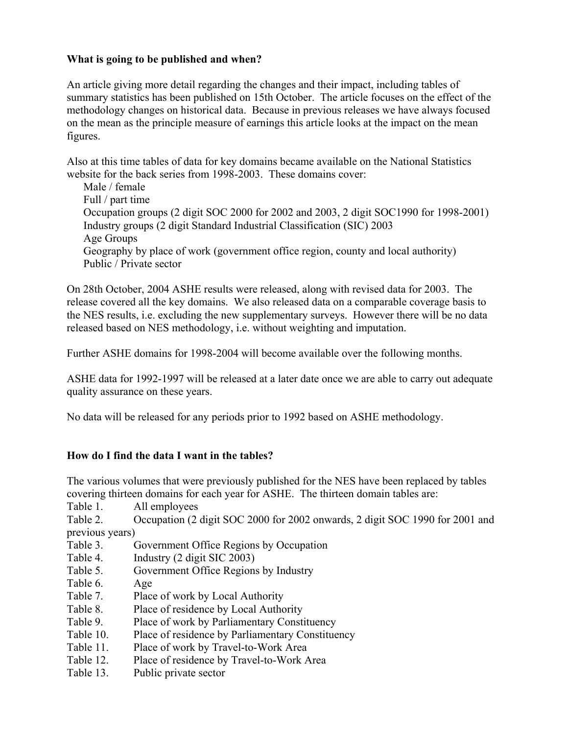**What is going to be published and when?**

An article giving more detail regarding the changes and their impact, including tables of summary statistics has been published on 15th October. The article focuses on the effect of the methodology changes on historical data. Because in previous releases we have always focused on the mean as the principle measure of earnings this article looks at the impact on the mean figures.

Also at this time tables of data for key domains became available on the National Statistics website for the back series from 1998-2003. These domains cover:

- Male / female
- Full / part time
- Occupation groups (2 digit SOC 2000 for 2002 and 2003, 2 digit SOC1990 for 1998-2001)
- Industry groups (2 digit Standard Industrial Classification (SIC) 2003
- Age Groups
- Geography by place of work (government office region, county and local authority)
- Public / Private sector

On 28th October, 2004 ASHE results were released, along with revised data for 2003. The release covered all the key domains. We also released data on a comparable coverage basis to the NES results, i.e. excluding the new supplementary surveys. However there will be no data released based on NES methodology, i.e. without weighting and imputation.

Further ASHE domains for 1998-2004 will become available over the following months.

ASHE data for 1992-1997 will be released at a later date once we are able to carry out adequate quality assurance on these years.

No data will be released for any periods prior to 1992 based on ASHE methodology.

**How do I find the data I want in the tables?**

The various volumes that were previously published for the NES have been replaced by tables covering thirteen domains for each year for ASHE. The thirteen domain tables are:

Table 1. All employees
Table 2. Occupation (2 digit SOC 2000 for 2002 onwards, 2 digit SOC 1990 for 2001 and previous years)
Table 3. Government Office Regions by Occupation
Table 4. Industry (2 digit SIC 2003)
Table 5. Government Office Regions by Industry
Table 6. Age
Table 7. Place of work by Local Authority
Table 8. Place of residence by Local Authority
Table 9. Place of work by Parliamentary Constituency
Table 10. Place of residence by Parliamentary Constituency
Table 11. Place of work by Travel-to-Work Area
Table 12. Place of residence by Travel-to-Work Area
Table 13. Public private sector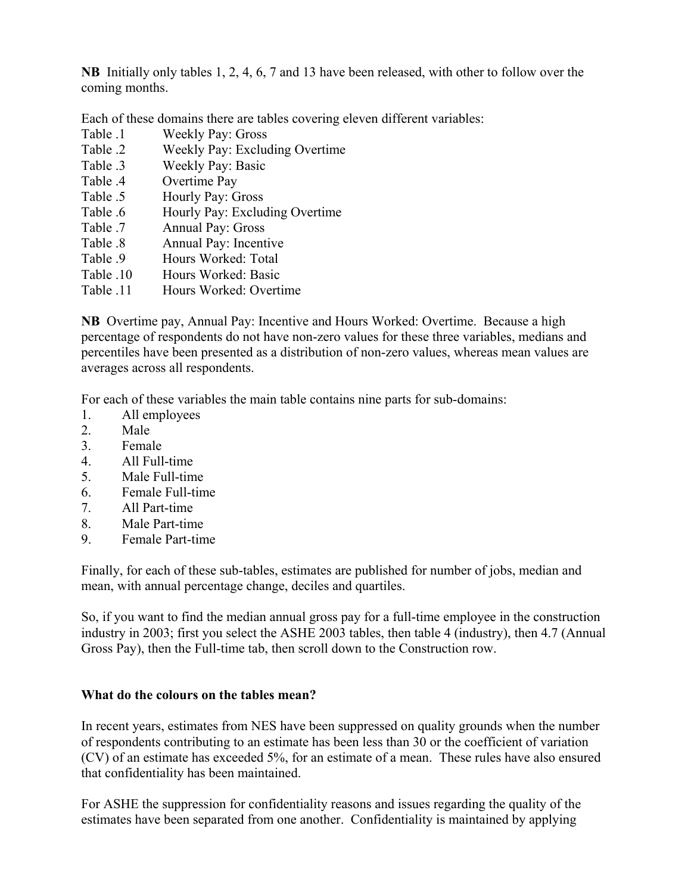**NB** Initially only tables 1, 2, 4, 6, 7 and 13 have been released, with other to follow over the coming months.

Each of these domains there are tables covering eleven different variables:

| | |
|---|---|
| Table .1 | Weekly Pay: Gross |
| Table .2 | Weekly Pay: Excluding Overtime |
| Table .3 | Weekly Pay: Basic |
| Table .4 | Overtime Pay |
| Table .5 | Hourly Pay: Gross |
| Table .6 | Hourly Pay: Excluding Overtime |
| Table .7 | Annual Pay: Gross |
| Table .8 | Annual Pay: Incentive |
| Table .9 | Hours Worked: Total |
| Table .10 | Hours Worked: Basic |
| Table .11 | Hours Worked: Overtime |

**NB** Overtime pay, Annual Pay: Incentive and Hours Worked: Overtime. Because a high percentage of respondents do not have non-zero values for these three variables, medians and percentiles have been presented as a distribution of non-zero values, whereas mean values are averages across all respondents.

For each of these variables the main table contains nine parts for sub-domains:

1. All employees
2. Male
3. Female
4. All Full-time
5. Male Full-time
6. Female Full-time
7. All Part-time
8. Male Part-time
9. Female Part-time

Finally, for each of these sub-tables, estimates are published for number of jobs, median and mean, with annual percentage change, deciles and quartiles.

So, if you want to find the median annual gross pay for a full-time employee in the construction industry in 2003; first you select the ASHE 2003 tables, then table 4 (industry), then 4.7 (Annual Gross Pay), then the Full-time tab, then scroll down to the Construction row.

### What do the colours on the tables mean?

In recent years, estimates from NES have been suppressed on quality grounds when the number of respondents contributing to an estimate has been less than 30 or the coefficient of variation (CV) of an estimate has exceeded 5%, for an estimate of a mean. These rules have also ensured that confidentiality has been maintained.

For ASHE the suppression for confidentiality reasons and issues regarding the quality of the estimates have been separated from one another. Confidentiality is maintained by applying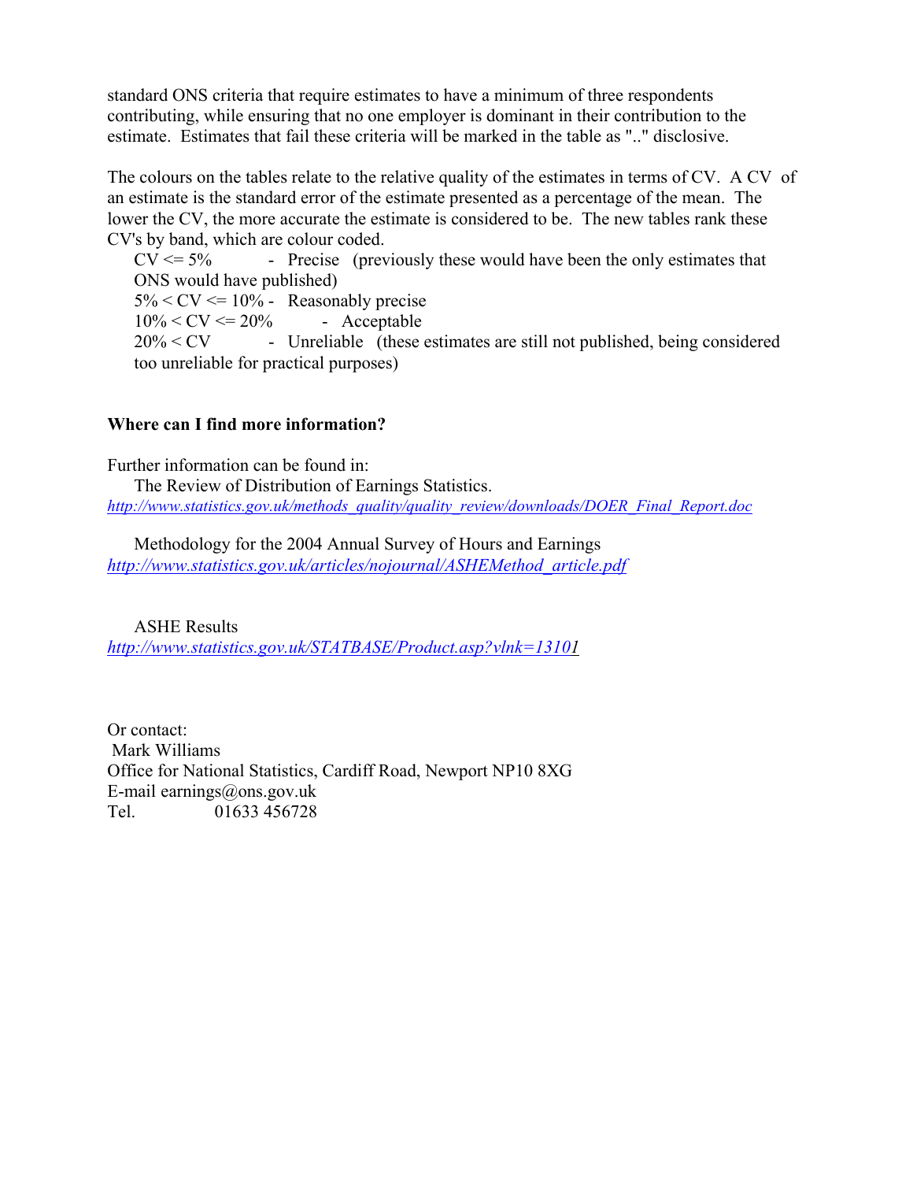standard ONS criteria that require estimates to have a minimum of three respondents contributing, while ensuring that no one employer is dominant in their contribution to the estimate. Estimates that fail these criteria will be marked in the table as ".." disclosive.

The colours on the tables relate to the relative quality of the estimates in terms of CV. A CV of an estimate is the standard error of the estimate presented as a percentage of the mean. The lower the CV, the more accurate the estimate is considered to be. The new tables rank these CV's by band, which are colour coded.

- CV <= 5% - Precise (previously these would have been the only estimates that ONS would have published)
- 5% < CV <= 10% - Reasonably precise
- 10% < CV <= 20% - Acceptable
- 20% < CV - Unreliable (these estimates are still not published, being considered too unreliable for practical purposes)

**Where can I find more information?**

Further information can be found in:

The Review of Distribution of Earnings Statistics.
*http://www.statistics.gov.uk/methods_quality/quality_review/downloads/DOER_Final_Report.doc*

Methodology for the 2004 Annual Survey of Hours and Earnings
*http://www.statistics.gov.uk/articles/nojournal/ASHEMethod_article.pdf*

ASHE Results
*http://www.statistics.gov.uk/STATBASE/Product.asp?vlnk=13101*

Or contact:
Mark Williams
Office for National Statistics, Cardiff Road, Newport NP10 8XG
E-mail earnings@ons.gov.uk
Tel. 01633 456728